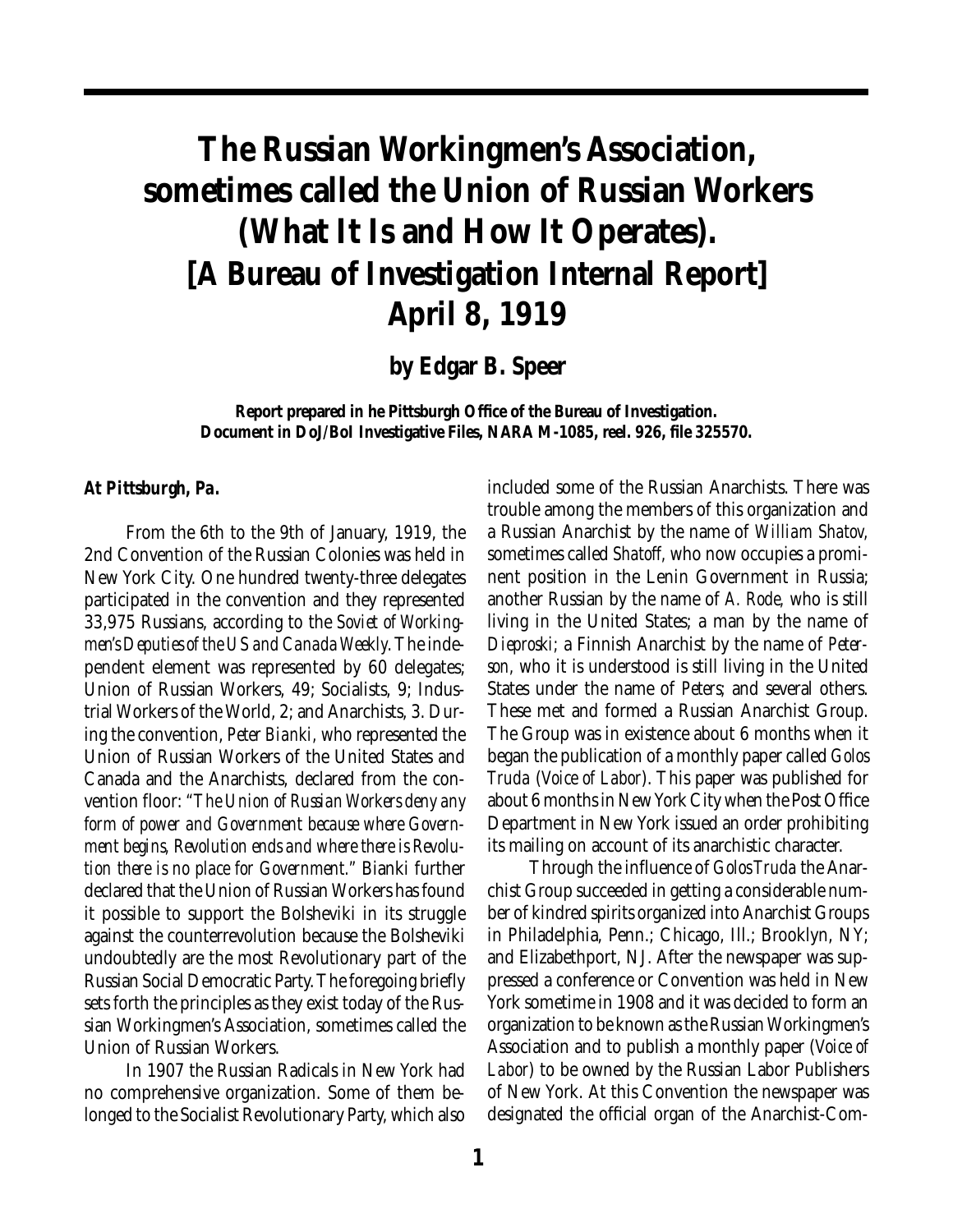# The Russian Workingmen's Association, sometimes called the Union of Russian Workers (What It Is and How It Operates). [A Bureau of Investigation Internal Report] April 8, 1919

### by Edgar B. Speer

**Report prepared in he Pittsburgh Office of the Bureau of Investigation. Document in DoJ/BoI Investigative Files, NARA M-1085, reel. 926, file 325570.**

***At Pittsburgh, Pa.***

From the 6th to the 9th of January, 1919, the 2nd Convention of the Russian Colonies was held in New York City. One hundred twenty-three delegates participated in the convention and they represented 33,975 Russians, according to the *Soviet of Workingmen's Deputies of the US and Canada Weekly.* The independent element was represented by 60 delegates; Union of Russian Workers, 49; Socialists, 9; Industrial Workers of the World, 2; and Anarchists, 3. During the convention, *Peter Bianki,* who represented the Union of Russian Workers of the United States and Canada and the Anarchists, declared from the convention floor: "*The Union of Russian Workers deny any form of power and Government because where Government begins, Revolution ends and where there is Revolution there is no place for Government.*" Bianki further declared that the Union of Russian Workers has found it possible to support the Bolsheviki in its struggle against the counterrevolution because the Bolsheviki undoubtedly are the most Revolutionary part of the Russian Social Democratic Party. The foregoing briefly sets forth the principles as they exist today of the Russian Workingmen's Association, sometimes called the Union of Russian Workers.

In 1907 the Russian Radicals in New York had no comprehensive organization. Some of them belonged to the Socialist Revolutionary Party, which also included some of the Russian Anarchists. There was trouble among the members of this organization and a Russian Anarchist by the name of *William Shatov,* sometimes called *Shatoff,* who now occupies a prominent position in the Lenin Government in Russia; another Russian by the name of *A. Rode,* who is still living in the United States; a man by the name of *Dieproski;* a Finnish Anarchist by the name of *Peterson,* who it is understood is still living in the United States under the name of *Peters;* and several others. These met and formed a Russian Anarchist Group. The Group was in existence about 6 months when it began the publication of a monthly paper called *Golos Truda* (*Voice of Labor*). This paper was published for about 6 months in New York City when the Post Office Department in New York issued an order prohibiting its mailing on account of its anarchistic character.

Through the influence of *Golos Truda* the Anarchist Group succeeded in getting a considerable number of kindred spirits organized into Anarchist Groups in Philadelphia, Penn.; Chicago, Ill.; Brooklyn, NY; and Elizabethport, NJ. After the newspaper was suppressed a conference or Convention was held in New York sometime in 1908 and it was decided to form an organization to be known as the Russian Workingmen's Association and to publish a monthly paper (*Voice of Labor*) to be owned by the Russian Labor Publishers of New York. At this Convention the newspaper was designated the official organ of the Anarchist-Com-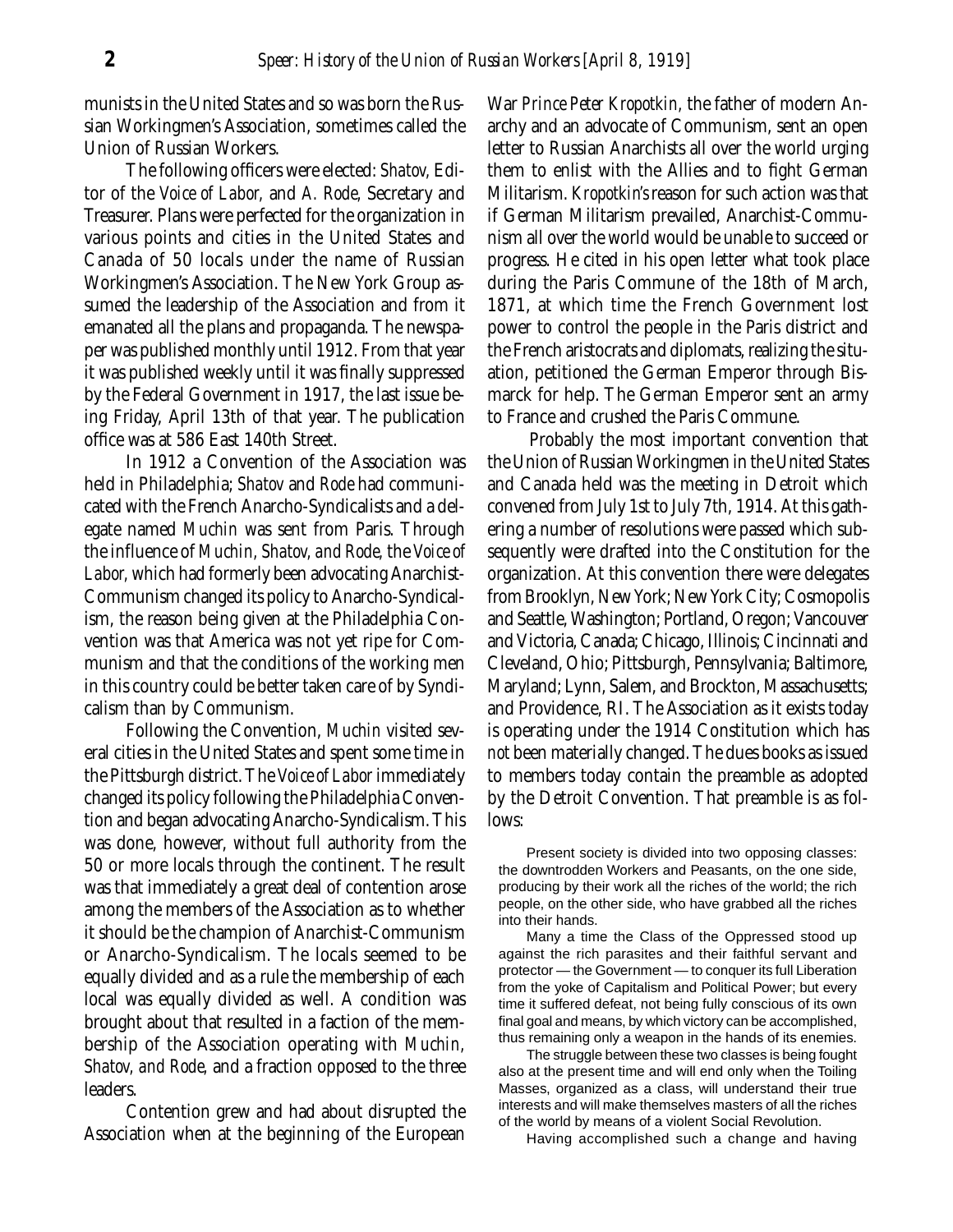munists in the United States and so was born the Russian Workingmen's Association, sometimes called the Union of Russian Workers.

The following officers were elected: *Shatov,* Editor of the *Voice of Labor,* and *A. Rode,* Secretary and Treasurer. Plans were perfected for the organization in various points and cities in the United States and Canada of 50 locals under the name of Russian Workingmen's Association. The New York Group assumed the leadership of the Association and from it emanated all the plans and propaganda. The newspaper was published monthly until 1912. From that year it was published weekly until it was finally suppressed by the Federal Government in 1917, the last issue being Friday, April 13th of that year. The publication office was at 586 East 140th Street.

In 1912 a Convention of the Association was held in Philadelphia; *Shatov* and *Rode* had communicated with the French Anarcho-Syndicalists and a delegate named *Muchin* was sent from Paris. Through the influence of *Muchin, Shatov, and Rode,* the *Voice of Labor,* which had formerly been advocating Anarchist-Communism changed its policy to Anarcho-Syndicalism, the reason being given at the Philadelphia Convention was that America was not yet ripe for Communism and that the conditions of the working men in this country could be better taken care of by Syndicalism than by Communism.

Following the Convention, *Muchin* visited several cities in the United States and spent some time in the Pittsburgh district. The *Voice of Labor* immediately changed its policy following the Philadelphia Convention and began advocating Anarcho-Syndicalism. This was done, however, without full authority from the 50 or more locals through the continent. The result was that immediately a great deal of contention arose among the members of the Association as to whether it should be the champion of Anarchist-Communism or Anarcho-Syndicalism. The locals seemed to be equally divided and as a rule the membership of each local was equally divided as well. A condition was brought about that resulted in a faction of the membership of the Association operating with *Muchin, Shatov, and Rode,* and a fraction opposed to the three leaders.

Contention grew and had about disrupted the Association when at the beginning of the European War *Prince Peter Kropotkin,* the father of modern Anarchy and an advocate of Communism, sent an open letter to Russian Anarchists all over the world urging them to enlist with the Allies and to fight German Militarism. *Kropotkin's* reason for such action was that if German Militarism prevailed, Anarchist-Communism all over the world would be unable to succeed or progress. He cited in his open letter what took place during the Paris Commune of the 18th of March, 1871, at which time the French Government lost power to control the people in the Paris district and the French aristocrats and diplomats, realizing the situation, petitioned the German Emperor through Bismarck for help. The German Emperor sent an army to France and crushed the Paris Commune.

Probably the most important convention that the Union of Russian Workingmen in the United States and Canada held was the meeting in Detroit which convened from July 1st to July 7th, 1914. At this gathering a number of resolutions were passed which subsequently were drafted into the Constitution for the organization. At this convention there were delegates from Brooklyn, New York; New York City; Cosmopolis and Seattle, Washington; Portland, Oregon; Vancouver and Victoria, Canada; Chicago, Illinois; Cincinnati and Cleveland, Ohio; Pittsburgh, Pennsylvania; Baltimore, Maryland; Lynn, Salem, and Brockton, Massachusetts; and Providence, RI. The Association as it exists today is operating under the 1914 Constitution which has *not* been materially changed. The dues books as issued to members today contain the preamble as adopted by the Detroit Convention. That preamble is as follows:

> Present society is divided into two opposing classes: the downtrodden Workers and Peasants, on the one side, producing by their work all the riches of the world; the rich people, on the other side, who have grabbed all the riches into their hands.
>
> Many a time the Class of the Oppressed stood up against the rich parasites and their faithful servant and protector — the Government — to conquer its full Liberation from the yoke of Capitalism and Political Power; but every time it suffered defeat, not being fully conscious of its own final goal and means, by which victory can be accomplished, thus remaining only a weapon in the hands of its enemies.
>
> The struggle between these two classes is being fought also at the present time and will end only when the Toiling Masses, organized as a class, will understand their true interests and will make themselves masters of all the riches of the world by means of a violent Social Revolution.
>
> Having accomplished such a change and having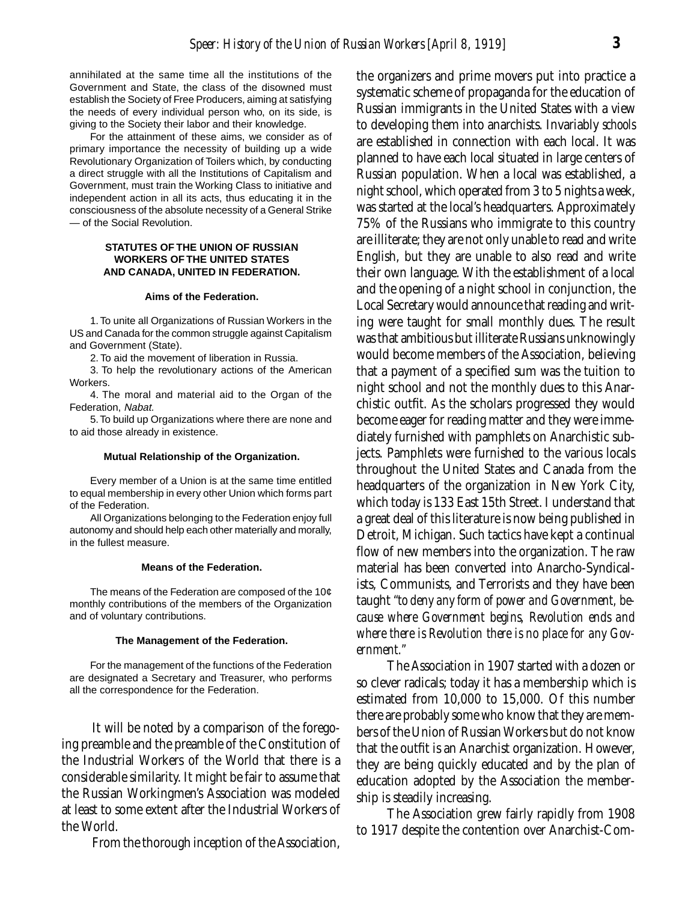annihilated at the same time all the institutions of the Government and State, the class of the disowned must establish the Society of Free Producers, aiming at satisfying the needs of every individual person who, on its side, is giving to the Society their labor and their knowledge.

For the attainment of these aims, we consider as of primary importance the necessity of building up a wide Revolutionary Organization of Toilers which, by conducting a direct struggle with all the Institutions of Capitalism and Government, must train the Working Class to initiative and independent action in all its acts, thus educating it in the consciousness of the absolute necessity of a General Strike — of the Social Revolution.

### STATUTES OF THE UNION OF RUSSIAN WORKERS OF THE UNITED STATES AND CANADA, UNITED IN FEDERATION.

#### Aims of the Federation.

1. To unite all Organizations of Russian Workers in the US and Canada for the common struggle against Capitalism and Government (State).

2. To aid the movement of liberation in Russia.

3. To help the revolutionary actions of the American Workers.

4. The moral and material aid to the Organ of the Federation, *Nabat.*

5. To build up Organizations where there are none and to aid those already in existence.

#### Mutual Relationship of the Organization.

Every member of a Union is at the same time entitled to equal membership in every other Union which forms part of the Federation.

All Organizations belonging to the Federation enjoy full autonomy and should help each other materially and morally, in the fullest measure.

#### Means of the Federation.

The means of the Federation are composed of the 10¢ monthly contributions of the members of the Organization and of voluntary contributions.

#### The Management of the Federation.

For the management of the functions of the Federation are designated a Secretary and Treasurer, who performs all the correspondence for the Federation.

It will be noted by a comparison of the foregoing preamble and the preamble of the Constitution of the Industrial Workers of the World that there is a considerable similarity. It might be fair to assume that the Russian Workingmen's Association was modeled at least to some extent after the Industrial Workers of the World.

From the thorough inception of the Association, the organizers and prime movers put into practice a systematic scheme of propaganda for the education of Russian immigrants in the United States with a view to developing them into anarchists. Invariably *schools* are established in connection with each local. It was planned to have each local situated in large centers of Russian population. When a local was established, a night school, which operated from 3 to 5 nights a week, was started at the local's headquarters. Approximately 75% of the Russians who immigrate to this country are illiterate; they are not only unable to read and write English, but they are unable to also read and write their own language. With the establishment of a local and the opening of a night school in conjunction, the Local Secretary would announce that reading and writing were taught for small monthly dues. The result was that ambitious but illiterate Russians unknowingly would become members of the Association, believing that a payment of a specified sum was the tuition to night school and not the monthly dues to this Anarchistic outfit. As the scholars progressed they would become eager for reading matter and they were immediately furnished with pamphlets on Anarchistic subjects. Pamphlets were furnished to the various locals throughout the United States and Canada from the headquarters of the organization in New York City, which today is 133 East 15th Street. I understand that a great deal of this literature is now being published in Detroit, Michigan. Such tactics have kept a continual flow of new members into the organization. The raw material has been converted into Anarcho-Syndicalists, Communists, and Terrorists and they have been taught *"to deny any form of power and Government, because where Government begins, Revolution ends and where there is Revolution there is no place for any Government."*

The Association in 1907 started with a dozen or so clever radicals; today it has a membership which is estimated from 10,000 to 15,000. Of this number there are probably some who know that they are members of the Union of Russian Workers but do not know that the outfit is an Anarchist organization. However, they are being quickly educated and by the plan of education adopted by the Association the membership is steadily increasing.

The Association grew fairly rapidly from 1908 to 1917 despite the contention over Anarchist-Com-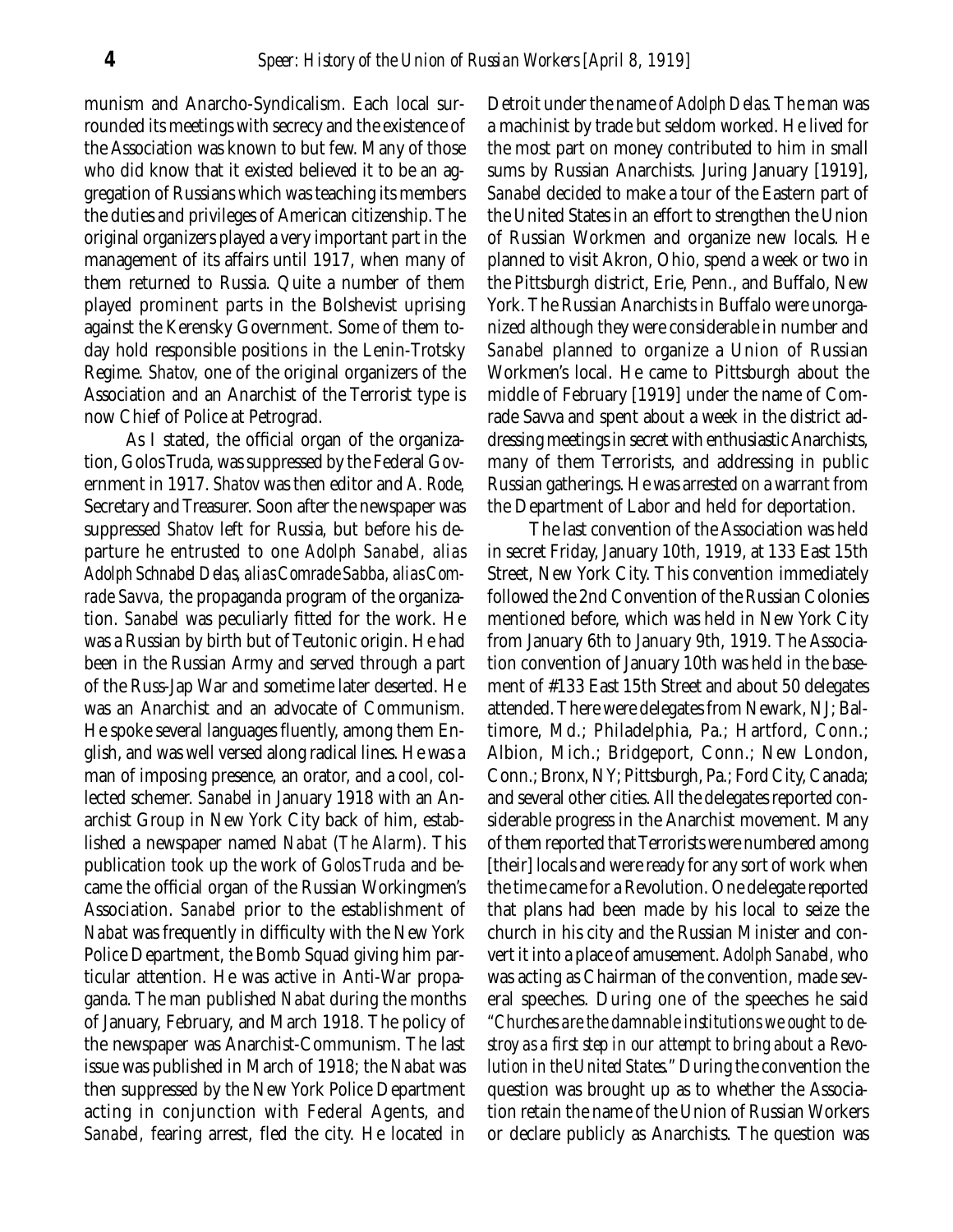munism and Anarcho-Syndicalism. Each local surrounded its meetings with secrecy and the existence of the Association was known to but few. Many of those who did know that it existed believed it to be an aggregation of Russians which was teaching its members the duties and privileges of American citizenship. The original organizers played a very important part in the management of its affairs until 1917, when many of them returned to Russia. Quite a number of them played prominent parts in the Bolshevist uprising against the Kerensky Government. Some of them today hold responsible positions in the Lenin-Trotsky Regime. *Shatov,* one of the original organizers of the Association and an Anarchist of the Terrorist type is now Chief of Police at Petrograd.

As I stated, the official organ of the organization, Golos Truda, was suppressed by the Federal Government in 1917. *Shatov* was then editor and *A. Rode,* Secretary and Treasurer. Soon after the newspaper was suppressed *Shatov* left for Russia, but before his departure he entrusted to one *Adolph Sanabel, alias Adolph Schnabel Delas, alias Comrade Sabba, alias Comrade Savva,* the propaganda program of the organization. *Sanabel* was peculiarly fitted for the work. He was a Russian by birth but of Teutonic origin. He had been in the Russian Army and served through a part of the Russ-Jap War and sometime later deserted. He was an Anarchist and an advocate of Communism. He spoke several languages fluently, among them English, and was well versed along radical lines. He was a man of imposing presence, an orator, and a cool, collected schemer. *Sanabel* in January 1918 with an Anarchist Group in New York City back of him, established a newspaper named *Nabat (The Alarm).* This publication took up the work of *Golos Truda* and became the official organ of the Russian Workingmen's Association. *Sanabel* prior to the establishment of *Nabat* was frequently in difficulty with the New York Police Department, the Bomb Squad giving him particular attention. He was active in Anti-War propaganda. The man published *Nabat* during the months of January, February, and March 1918. The policy of the newspaper was Anarchist-Communism. The last issue was published in March of 1918; the *Nabat* was then suppressed by the New York Police Department acting in conjunction with Federal Agents, and *Sanabel,* fearing arrest, fled the city. He located in Detroit under the name of *Adolph Delas.* The man was a machinist by trade but seldom worked. He lived for the most part on money contributed to him in small sums by Russian Anarchists. Juring January [1919], *Sanabel* decided to make a tour of the Eastern part of the United States in an effort to strengthen the Union of Russian Workmen and organize new locals. He planned to visit Akron, Ohio, spend a week or two in the Pittsburgh district, Erie, Penn., and Buffalo, New York. The Russian Anarchists in Buffalo were unorganized although they were considerable in number and *Sanabel* planned to organize a Union of Russian Workmen's local. He came to Pittsburgh about the middle of February [1919] under the name of Comrade Savva and spent about a week in the district addressing meetings in secret with enthusiastic Anarchists, many of them Terrorists, and addressing in public Russian gatherings. He was arrested on a warrant from the Department of Labor and held for deportation.

The last convention of the Association was held in secret Friday, January 10th, 1919, at 133 East 15th Street, New York City. This convention immediately followed the 2nd Convention of the Russian Colonies mentioned before, which was held in New York City from January 6th to January 9th, 1919. The Association convention of January 10th was held in the basement of #133 East 15th Street and about 50 delegates attended. There were delegates from Newark, NJ; Baltimore, Md.; Philadelphia, Pa.; Hartford, Conn.; Albion, Mich.; Bridgeport, Conn.; New London, Conn.; Bronx, NY; Pittsburgh, Pa.; Ford City, Canada; and several other cities. All the delegates reported considerable progress in the Anarchist movement. Many of them reported that Terrorists were numbered among [their] locals and were ready for any sort of work when the time came for a Revolution. One delegate reported that plans had been made by his local to seize the church in his city and the Russian Minister and convert it into a place of amusement. *Adolph Sanabel,* who was acting as Chairman of the convention, made several speeches. During one of the speeches he said *"Churches are the damnable institutions we ought to destroy as a first step in our attempt to bring about a Revolution in the United States."* During the convention the question was brought up as to whether the Association retain the name of the Union of Russian Workers or declare publicly as Anarchists. The question was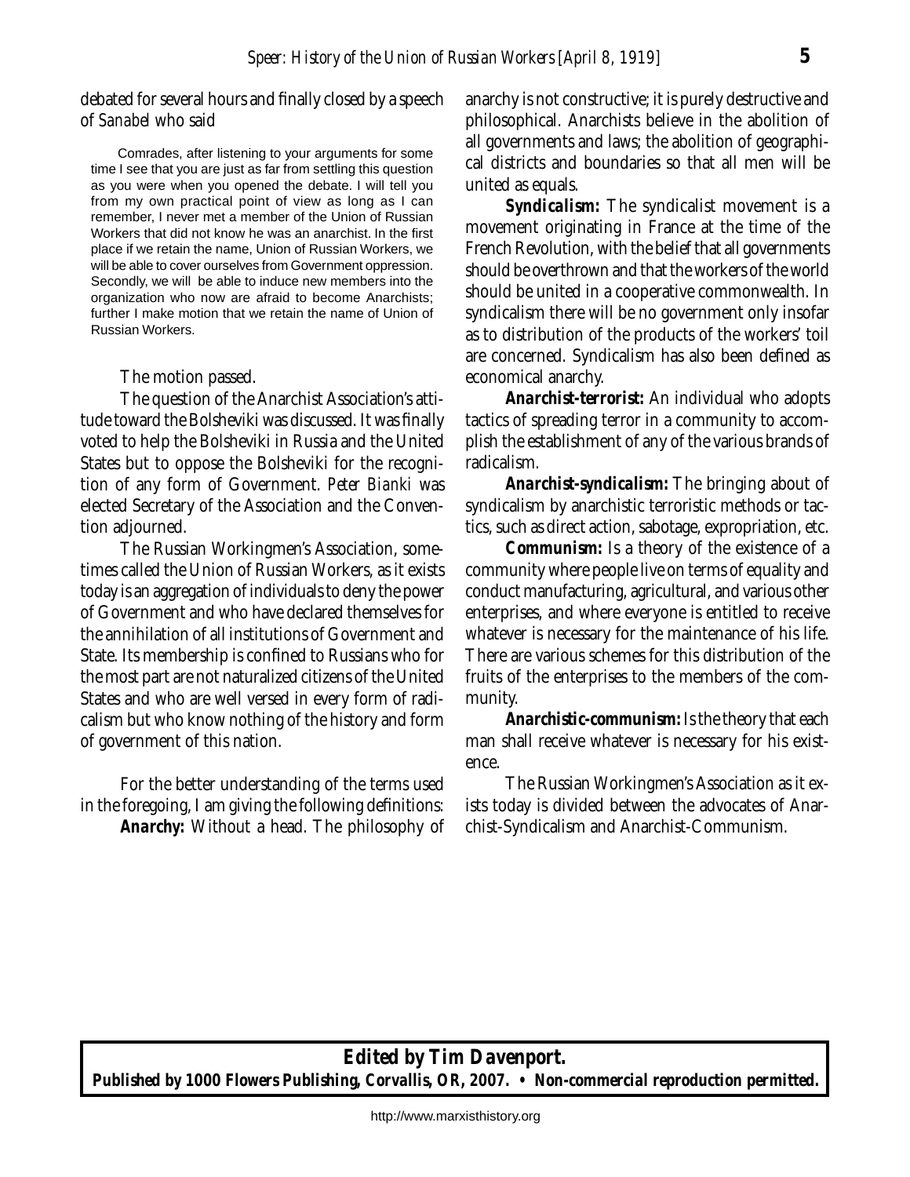debated for several hours and finally closed by a speech of *Sanabel* who said

> Comrades, after listening to your arguments for some time I see that you are just as far from settling this question as you were when you opened the debate. I will tell you from my own practical point of view as long as I can remember, I never met a member of the Union of Russian Workers that did not know he was an anarchist. In the first place if we retain the name, Union of Russian Workers, we will be able to cover ourselves from Government oppression. Secondly, we will be able to induce new members into the organization who now are afraid to become Anarchists; further I make motion that we retain the name of Union of Russian Workers.

The motion passed.

The question of the Anarchist Association's attitude toward the Bolsheviki was discussed. It was finally voted to help the Bolsheviki in Russia and the United States but to oppose the Bolsheviki for the recognition of any form of Government. *Peter Bianki* was elected Secretary of the Association and the Convention adjourned.

The Russian Workingmen's Association, sometimes called the Union of Russian Workers, as it exists today is an aggregation of individuals to deny the power of Government and who have declared themselves for the annihilation of all institutions of Government and State. Its membership is confined to Russians who for the most part are not naturalized citizens of the United States and who are well versed in every form of radicalism but who know nothing of the history and form of government of this nation.

For the better understanding of the terms used in the foregoing, I am giving the following definitions:

***Anarchy:*** Without a head. The philosophy of anarchy is not constructive; it is purely destructive and philosophical. Anarchists believe in the abolition of all governments and laws; the abolition of geographical districts and boundaries so that all men will be united as equals.

***Syndicalism:*** The syndicalist movement is a movement originating in France at the time of the French Revolution, with the belief that all governments should be overthrown and that the workers of the world should be united in a cooperative commonwealth. In syndicalism there will be no government only insofar as to distribution of the products of the workers' toil are concerned. Syndicalism has also been defined as economical anarchy.

***Anarchist-terrorist:*** An individual who adopts tactics of spreading terror in a community to accomplish the establishment of any of the various brands of radicalism.

***Anarchist-syndicalism:*** The bringing about of syndicalism by anarchistic terroristic methods or tactics, such as direct action, sabotage, expropriation, etc.

***Communism:*** Is a theory of the existence of a community where people live on terms of equality and conduct manufacturing, agricultural, and various other enterprises, and where everyone is entitled to receive whatever is necessary for the maintenance of his life. There are various schemes for this distribution of the fruits of the enterprises to the members of the community.

***Anarchistic-communism:*** Is the theory that each man shall receive whatever is necessary for his existence.

The Russian Workingmen's Association as it exists today is divided between the advocates of Anarchist-Syndicalism and Anarchist-Communism.

***Edited by Tim Davenport.***
***Published by 1000 Flowers Publishing, Corvallis, OR, 2007. • Non-commercial reproduction permitted.***